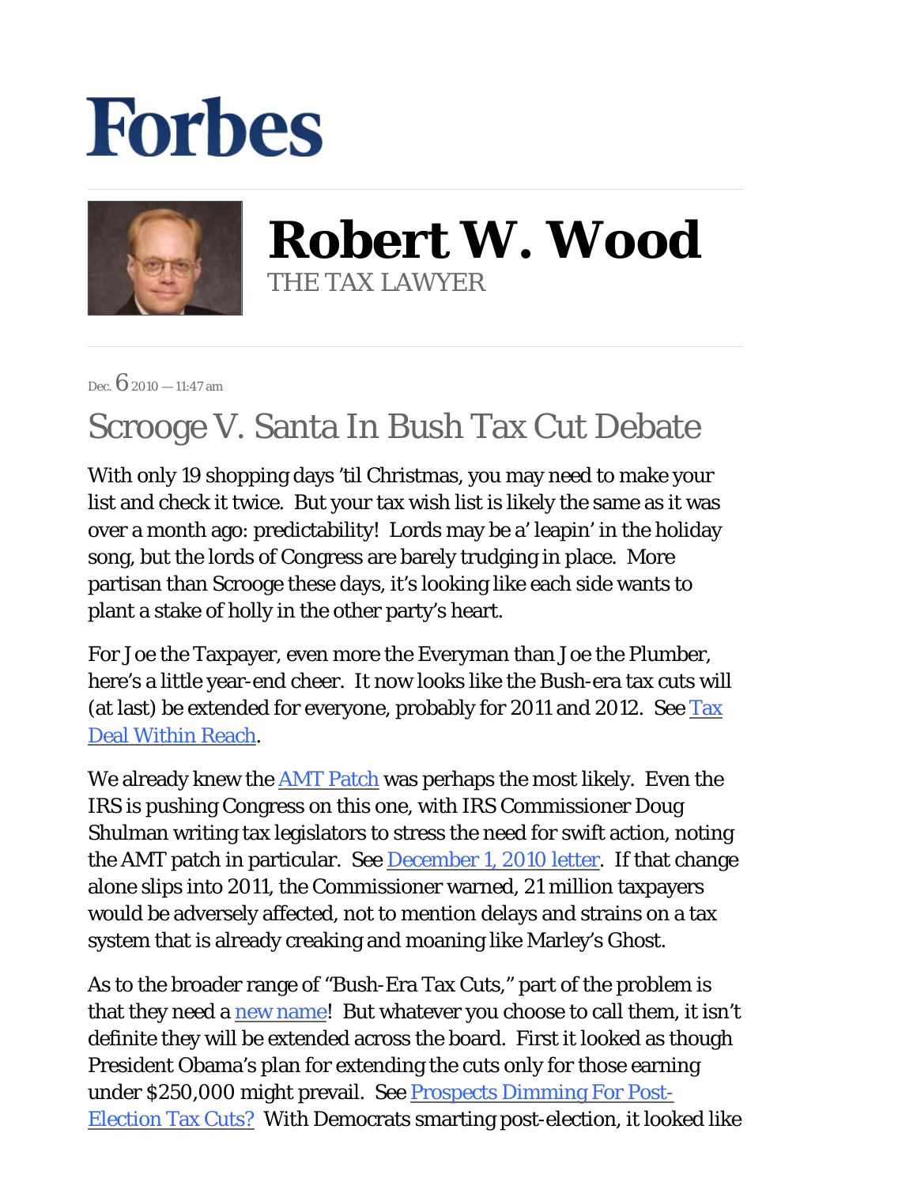# Forbes

## Robert W. Wood

THE TAX LAWYER

Dec. 6 2010 — 11:47 am

# Scrooge V. Santa In Bush Tax Cut Debate

With only 19 shopping days 'til Christmas, you may need to make your list and check it twice. But your tax wish list is likely the same as it was over a month ago: predictability! Lords may be a' leapin' in the holiday song, but the lords of Congress are barely trudging in place. More partisan than Scrooge these days, it's looking like each side wants to plant a stake of holly in the other party's heart.

For Joe the Taxpayer, even more the Everyman than Joe the Plumber, here's a little year-end cheer. It now looks like the Bush-era tax cuts will (at last) be extended for everyone, probably for 2011 and 2012. See Tax Deal Within Reach.

We already knew the AMT Patch was perhaps the most likely. Even the IRS is pushing Congress on this one, with IRS Commissioner Doug Shulman writing tax legislators to stress the need for swift action, noting the AMT patch in particular. See December 1, 2010 letter. If that change alone slips into 2011, the Commissioner warned, 21 million taxpayers would be adversely affected, not to mention delays and strains on a tax system that is already creaking and moaning like Marley's Ghost.

As to the broader range of "Bush-Era Tax Cuts," part of the problem is that they need a new name! But whatever you choose to call them, it isn't definite they will be extended across the board. First it looked as though President Obama's plan for extending the cuts only for those earning under $250,000 might prevail. See Prospects Dimming For Post-Election Tax Cuts? With Democrats smarting post-election, it looked like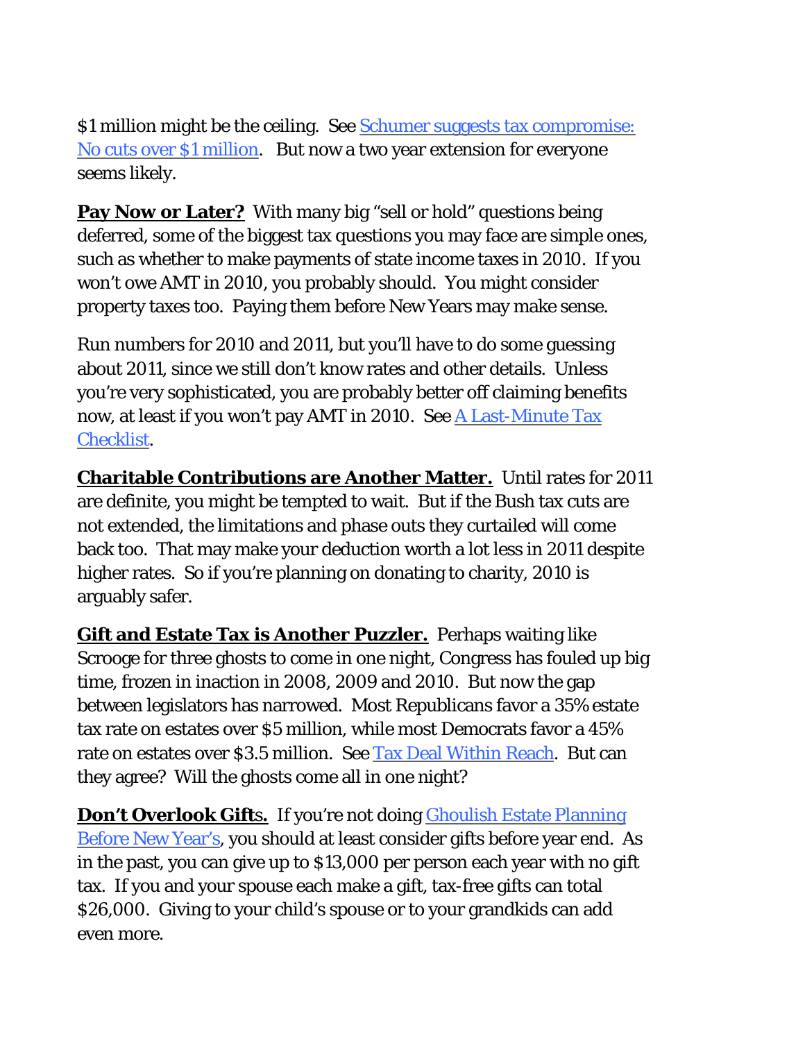$1 million might be the ceiling. See [Schumer suggests tax compromise: No cuts over $1 million](). But now a two year extension for everyone seems likely.

**Pay Now or Later?** With many big "sell or hold" questions being deferred, some of the biggest tax questions you may face are simple ones, such as whether to make payments of state income taxes in 2010. If you won't owe AMT in 2010, you probably should. You might consider property taxes too. Paying them before New Years may make sense.

Run numbers for 2010 and 2011, but you'll have to do some guessing about 2011, since we still don't know rates and other details. Unless you're very sophisticated, you are probably better off claiming benefits now, at least if you won't pay AMT in 2010. See [A Last-Minute Tax Checklist]().

**Charitable Contributions are Another Matter.** Until rates for 2011 are definite, you might be tempted to wait. But if the Bush tax cuts are not extended, the limitations and phase outs they curtailed will come back too. That may make your deduction worth a lot less in 2011 despite higher rates. So if you're planning on donating to charity, 2010 is arguably safer.

**Gift and Estate Tax is Another Puzzler.** Perhaps waiting like Scrooge for three ghosts to come in one night, Congress has fouled up big time, frozen in inaction in 2008, 2009 and 2010. But now the gap between legislators has narrowed. Most Republicans favor a 35% estate tax rate on estates over $5 million, while most Democrats favor a 45% rate on estates over $3.5 million. See [Tax Deal Within Reach](). But can they agree? Will the ghosts come all in one night?

**Don't Overlook Gifts.** If you're not doing [Ghoulish Estate Planning Before New Year's](), you should at least consider gifts before year end. As in the past, you can give up to $13,000 per person each year with no gift tax. If you and your spouse each make a gift, tax-free gifts can total $26,000. Giving to your child's spouse or to your grandkids can add even more.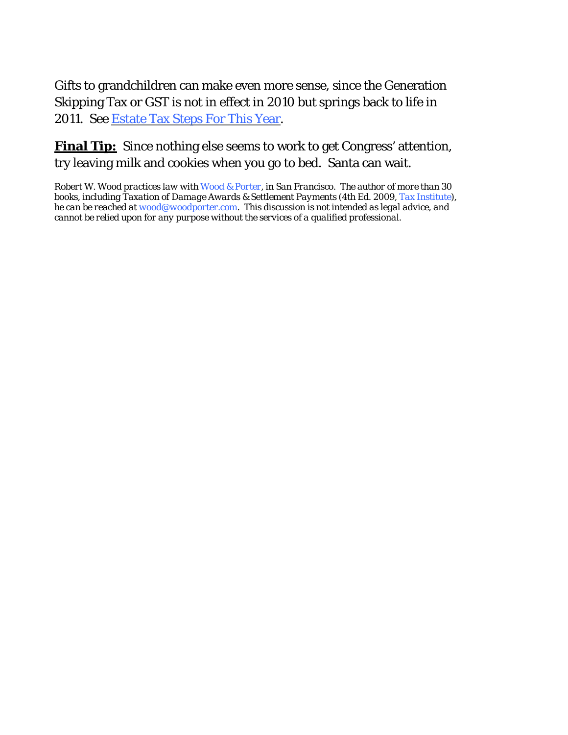Gifts to grandchildren can make even more sense, since the Generation Skipping Tax or GST is not in effect in 2010 but springs back to life in 2011. See [Estate Tax Steps For This Year](#).

**Final Tip:** Since nothing else seems to work to get Congress' attention, try leaving milk and cookies when you go to bed. Santa can wait.

*Robert W. Wood practices law with Wood & Porter, in San Francisco. The author of more than 30 books, including Taxation of Damage Awards & Settlement Payments (4th Ed. 2009, Tax Institute), he can be reached at wood@woodporter.com. This discussion is not intended as legal advice, and cannot be relied upon for any purpose without the services of a qualified professional.*